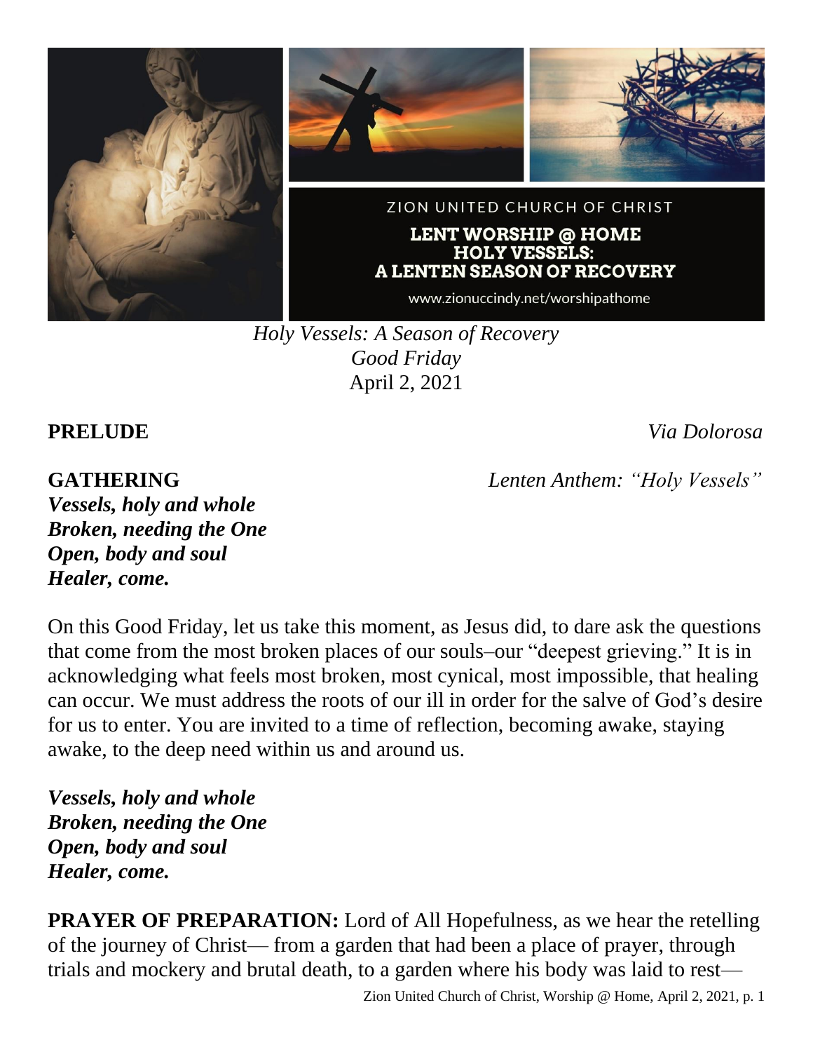ZION UNITED CHURCH OF CHRIST

**LENT WORSHIP @ HOME**
**HOLY VESSELS:**
**A LENTEN SEASON OF RECOVERY**

www.zionuccindy.net/worshipathome

*Holy Vessels: A Season of Recovery*
*Good Friday*
April 2, 2021

**PRELUDE** *Via Dolorosa*

**GATHERING** *Lenten Anthem: "Holy Vessels"*

***Vessels, holy and whole***
***Broken, needing the One***
***Open, body and soul***
***Healer, come.***

On this Good Friday, let us take this moment, as Jesus did, to dare ask the questions that come from the most broken places of our souls–our "deepest grieving." It is in acknowledging what feels most broken, most cynical, most impossible, that healing can occur. We must address the roots of our ill in order for the salve of God's desire for us to enter. You are invited to a time of reflection, becoming awake, staying awake, to the deep need within us and around us.

***Vessels, holy and whole***
***Broken, needing the One***
***Open, body and soul***
***Healer, come.***

**PRAYER OF PREPARATION:** Lord of All Hopefulness, as we hear the retelling of the journey of Christ— from a garden that had been a place of prayer, through trials and mockery and brutal death, to a garden where his body was laid to rest—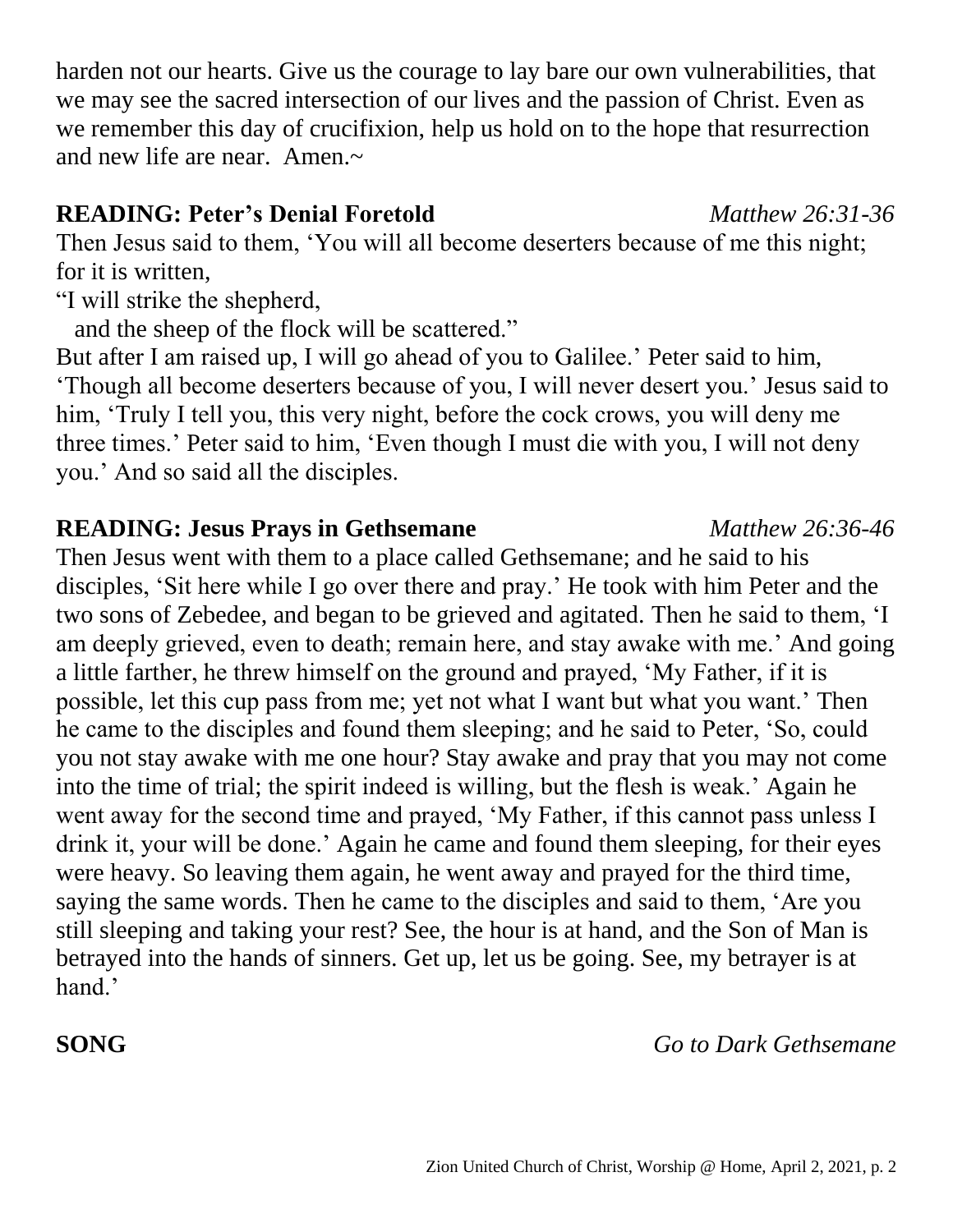harden not our hearts. Give us the courage to lay bare our own vulnerabilities, that we may see the sacred intersection of our lives and the passion of Christ. Even as we remember this day of crucifixion, help us hold on to the hope that resurrection and new life are near. Amen.~

**READING: Peter's Denial Foretold** *Matthew 26:31-36*

Then Jesus said to them, 'You will all become deserters because of me this night; for it is written,

"I will strike the shepherd,
and the sheep of the flock will be scattered."

But after I am raised up, I will go ahead of you to Galilee.' Peter said to him, 'Though all become deserters because of you, I will never desert you.' Jesus said to him, 'Truly I tell you, this very night, before the cock crows, you will deny me three times.' Peter said to him, 'Even though I must die with you, I will not deny you.' And so said all the disciples.

**READING: Jesus Prays in Gethsemane** *Matthew 26:36-46*

Then Jesus went with them to a place called Gethsemane; and he said to his disciples, 'Sit here while I go over there and pray.' He took with him Peter and the two sons of Zebedee, and began to be grieved and agitated. Then he said to them, 'I am deeply grieved, even to death; remain here, and stay awake with me.' And going a little farther, he threw himself on the ground and prayed, 'My Father, if it is possible, let this cup pass from me; yet not what I want but what you want.' Then he came to the disciples and found them sleeping; and he said to Peter, 'So, could you not stay awake with me one hour? Stay awake and pray that you may not come into the time of trial; the spirit indeed is willing, but the flesh is weak.' Again he went away for the second time and prayed, 'My Father, if this cannot pass unless I drink it, your will be done.' Again he came and found them sleeping, for their eyes were heavy. So leaving them again, he went away and prayed for the third time, saying the same words. Then he came to the disciples and said to them, 'Are you still sleeping and taking your rest? See, the hour is at hand, and the Son of Man is betrayed into the hands of sinners. Get up, let us be going. See, my betrayer is at hand.'

**SONG** *Go to Dark Gethsemane*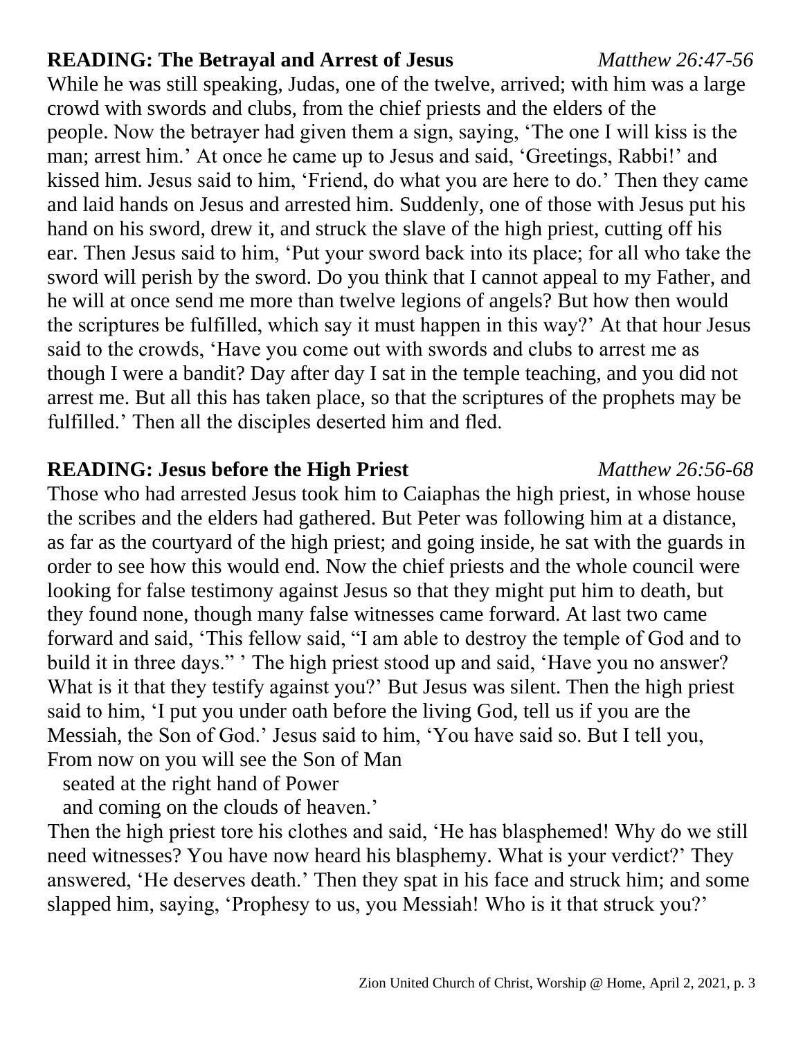**READING: The Betrayal and Arrest of Jesus** *Matthew 26:47-56*

While he was still speaking, Judas, one of the twelve, arrived; with him was a large crowd with swords and clubs, from the chief priests and the elders of the people. Now the betrayer had given them a sign, saying, 'The one I will kiss is the man; arrest him.' At once he came up to Jesus and said, 'Greetings, Rabbi!' and kissed him. Jesus said to him, 'Friend, do what you are here to do.' Then they came and laid hands on Jesus and arrested him. Suddenly, one of those with Jesus put his hand on his sword, drew it, and struck the slave of the high priest, cutting off his ear. Then Jesus said to him, 'Put your sword back into its place; for all who take the sword will perish by the sword. Do you think that I cannot appeal to my Father, and he will at once send me more than twelve legions of angels? But how then would the scriptures be fulfilled, which say it must happen in this way?' At that hour Jesus said to the crowds, 'Have you come out with swords and clubs to arrest me as though I were a bandit? Day after day I sat in the temple teaching, and you did not arrest me. But all this has taken place, so that the scriptures of the prophets may be fulfilled.' Then all the disciples deserted him and fled.

**READING: Jesus before the High Priest** *Matthew 26:56-68*

Those who had arrested Jesus took him to Caiaphas the high priest, in whose house the scribes and the elders had gathered. But Peter was following him at a distance, as far as the courtyard of the high priest; and going inside, he sat with the guards in order to see how this would end. Now the chief priests and the whole council were looking for false testimony against Jesus so that they might put him to death, but they found none, though many false witnesses came forward. At last two came forward and said, 'This fellow said, "I am able to destroy the temple of God and to build it in three days." ' The high priest stood up and said, 'Have you no answer? What is it that they testify against you?' But Jesus was silent. Then the high priest said to him, 'I put you under oath before the living God, tell us if you are the Messiah, the Son of God.' Jesus said to him, 'You have said so. But I tell you, From now on you will see the Son of Man
  seated at the right hand of Power
  and coming on the clouds of heaven.'
Then the high priest tore his clothes and said, 'He has blasphemed! Why do we still need witnesses? You have now heard his blasphemy. What is your verdict?' They answered, 'He deserves death.' Then they spat in his face and struck him; and some slapped him, saying, 'Prophesy to us, you Messiah! Who is it that struck you?'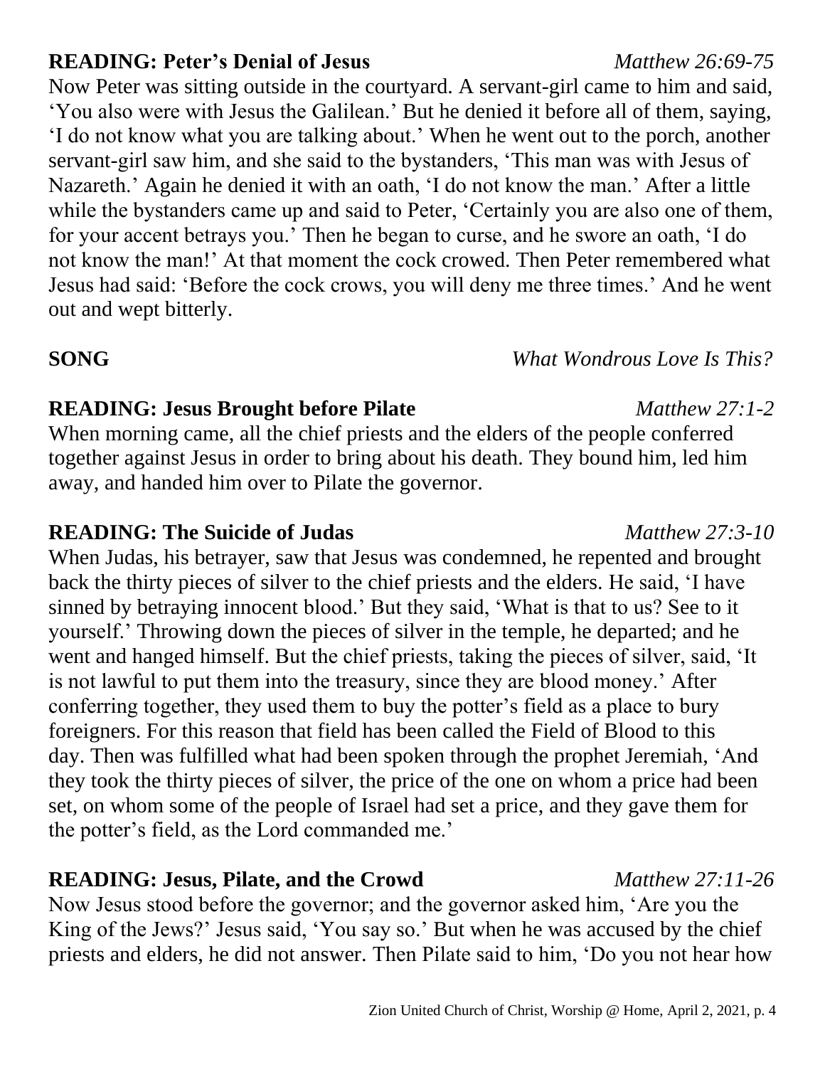**READING: Peter's Denial of Jesus** *Matthew 26:69-75*

Now Peter was sitting outside in the courtyard. A servant-girl came to him and said, 'You also were with Jesus the Galilean.' But he denied it before all of them, saying, 'I do not know what you are talking about.' When he went out to the porch, another servant-girl saw him, and she said to the bystanders, 'This man was with Jesus of Nazareth.' Again he denied it with an oath, 'I do not know the man.' After a little while the bystanders came up and said to Peter, 'Certainly you are also one of them, for your accent betrays you.' Then he began to curse, and he swore an oath, 'I do not know the man!' At that moment the cock crowed. Then Peter remembered what Jesus had said: 'Before the cock crows, you will deny me three times.' And he went out and wept bitterly.

**SONG** *What Wondrous Love Is This?*

**READING: Jesus Brought before Pilate** *Matthew 27:1-2*

When morning came, all the chief priests and the elders of the people conferred together against Jesus in order to bring about his death. They bound him, led him away, and handed him over to Pilate the governor.

**READING: The Suicide of Judas** *Matthew 27:3-10*

When Judas, his betrayer, saw that Jesus was condemned, he repented and brought back the thirty pieces of silver to the chief priests and the elders. He said, 'I have sinned by betraying innocent blood.' But they said, 'What is that to us? See to it yourself.' Throwing down the pieces of silver in the temple, he departed; and he went and hanged himself. But the chief priests, taking the pieces of silver, said, 'It is not lawful to put them into the treasury, since they are blood money.' After conferring together, they used them to buy the potter's field as a place to bury foreigners. For this reason that field has been called the Field of Blood to this day. Then was fulfilled what had been spoken through the prophet Jeremiah, 'And they took the thirty pieces of silver, the price of the one on whom a price had been set, on whom some of the people of Israel had set a price, and they gave them for the potter's field, as the Lord commanded me.'

**READING: Jesus, Pilate, and the Crowd** *Matthew 27:11-26*

Now Jesus stood before the governor; and the governor asked him, 'Are you the King of the Jews?' Jesus said, 'You say so.' But when he was accused by the chief priests and elders, he did not answer. Then Pilate said to him, 'Do you not hear how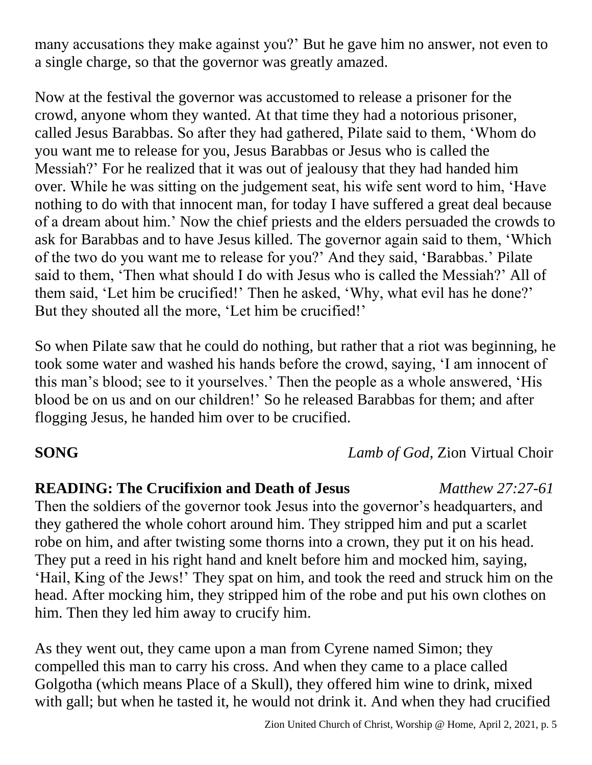many accusations they make against you?' But he gave him no answer, not even to a single charge, so that the governor was greatly amazed.

Now at the festival the governor was accustomed to release a prisoner for the crowd, anyone whom they wanted. At that time they had a notorious prisoner, called Jesus Barabbas. So after they had gathered, Pilate said to them, 'Whom do you want me to release for you, Jesus Barabbas or Jesus who is called the Messiah?' For he realized that it was out of jealousy that they had handed him over. While he was sitting on the judgement seat, his wife sent word to him, 'Have nothing to do with that innocent man, for today I have suffered a great deal because of a dream about him.' Now the chief priests and the elders persuaded the crowds to ask for Barabbas and to have Jesus killed. The governor again said to them, 'Which of the two do you want me to release for you?' And they said, 'Barabbas.' Pilate said to them, 'Then what should I do with Jesus who is called the Messiah?' All of them said, 'Let him be crucified!' Then he asked, 'Why, what evil has he done?' But they shouted all the more, 'Let him be crucified!'

So when Pilate saw that he could do nothing, but rather that a riot was beginning, he took some water and washed his hands before the crowd, saying, 'I am innocent of this man's blood; see to it yourselves.' Then the people as a whole answered, 'His blood be on us and on our children!' So he released Barabbas for them; and after flogging Jesus, he handed him over to be crucified.

**SONG** *Lamb of God,* Zion Virtual Choir

**READING: The Crucifixion and Death of Jesus** *Matthew 27:27-61*

Then the soldiers of the governor took Jesus into the governor's headquarters, and they gathered the whole cohort around him. They stripped him and put a scarlet robe on him, and after twisting some thorns into a crown, they put it on his head. They put a reed in his right hand and knelt before him and mocked him, saying, 'Hail, King of the Jews!' They spat on him, and took the reed and struck him on the head. After mocking him, they stripped him of the robe and put his own clothes on him. Then they led him away to crucify him.

As they went out, they came upon a man from Cyrene named Simon; they compelled this man to carry his cross. And when they came to a place called Golgotha (which means Place of a Skull), they offered him wine to drink, mixed with gall; but when he tasted it, he would not drink it. And when they had crucified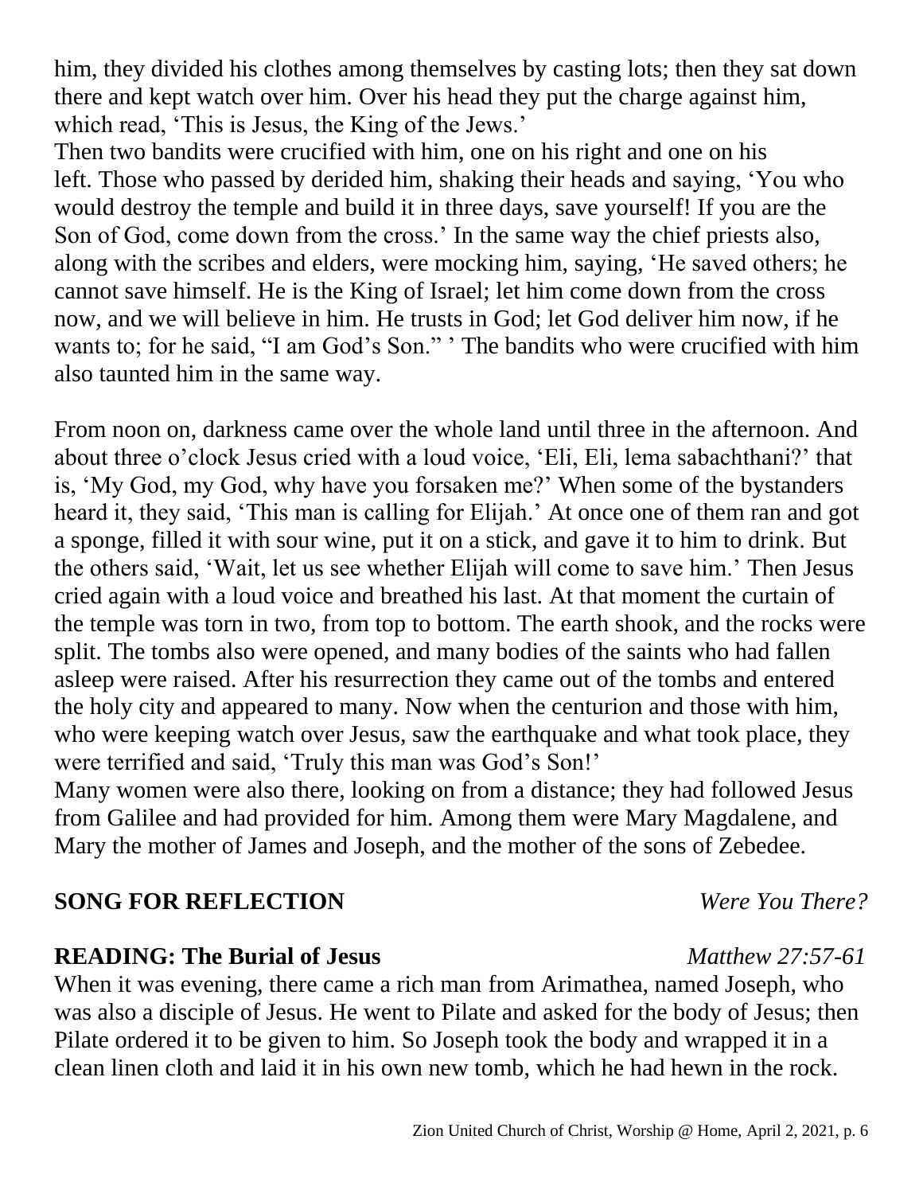him, they divided his clothes among themselves by casting lots; then they sat down there and kept watch over him. Over his head they put the charge against him, which read, 'This is Jesus, the King of the Jews.'
Then two bandits were crucified with him, one on his right and one on his left. Those who passed by derided him, shaking their heads and saying, 'You who would destroy the temple and build it in three days, save yourself! If you are the Son of God, come down from the cross.' In the same way the chief priests also, along with the scribes and elders, were mocking him, saying, 'He saved others; he cannot save himself. He is the King of Israel; let him come down from the cross now, and we will believe in him. He trusts in God; let God deliver him now, if he wants to; for he said, "I am God's Son." ' The bandits who were crucified with him also taunted him in the same way.

From noon on, darkness came over the whole land until three in the afternoon. And about three o'clock Jesus cried with a loud voice, 'Eli, Eli, lema sabachthani?' that is, 'My God, my God, why have you forsaken me?' When some of the bystanders heard it, they said, 'This man is calling for Elijah.' At once one of them ran and got a sponge, filled it with sour wine, put it on a stick, and gave it to him to drink. But the others said, 'Wait, let us see whether Elijah will come to save him.' Then Jesus cried again with a loud voice and breathed his last. At that moment the curtain of the temple was torn in two, from top to bottom. The earth shook, and the rocks were split. The tombs also were opened, and many bodies of the saints who had fallen asleep were raised. After his resurrection they came out of the tombs and entered the holy city and appeared to many. Now when the centurion and those with him, who were keeping watch over Jesus, saw the earthquake and what took place, they were terrified and said, 'Truly this man was God's Son!'
Many women were also there, looking on from a distance; they had followed Jesus from Galilee and had provided for him. Among them were Mary Magdalene, and Mary the mother of James and Joseph, and the mother of the sons of Zebedee.

**SONG FOR REFLECTION** *Were You There?*

**READING: The Burial of Jesus** *Matthew 27:57-61*

When it was evening, there came a rich man from Arimathea, named Joseph, who was also a disciple of Jesus. He went to Pilate and asked for the body of Jesus; then Pilate ordered it to be given to him. So Joseph took the body and wrapped it in a clean linen cloth and laid it in his own new tomb, which he had hewn in the rock.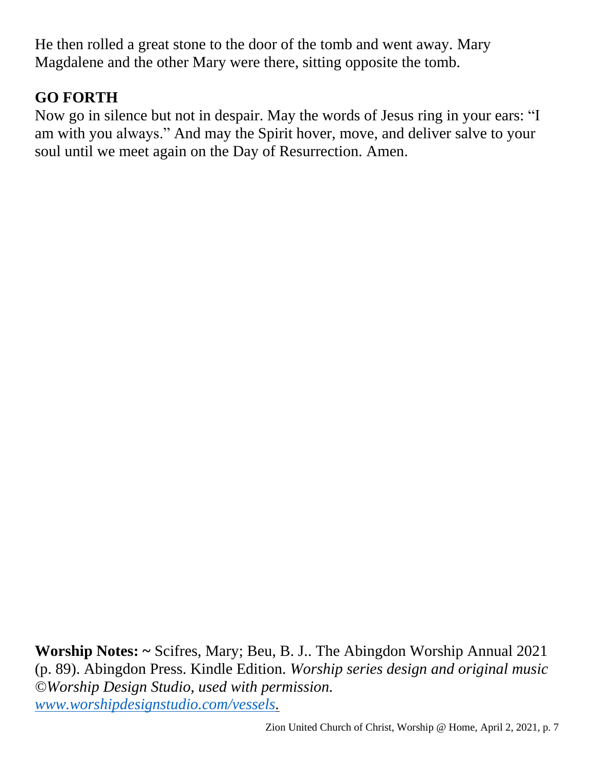He then rolled a great stone to the door of the tomb and went away. Mary Magdalene and the other Mary were there, sitting opposite the tomb.

**GO FORTH**

Now go in silence but not in despair. May the words of Jesus ring in your ears: "I am with you always." And may the Spirit hover, move, and deliver salve to your soul until we meet again on the Day of Resurrection. Amen.

**Worship Notes: ~** Scifres, Mary; Beu, B. J.. The Abingdon Worship Annual 2021 (p. 89). Abingdon Press. Kindle Edition. *Worship series design and original music ©Worship Design Studio, used with permission.* *www.worshipdesignstudio.com/vessels*.